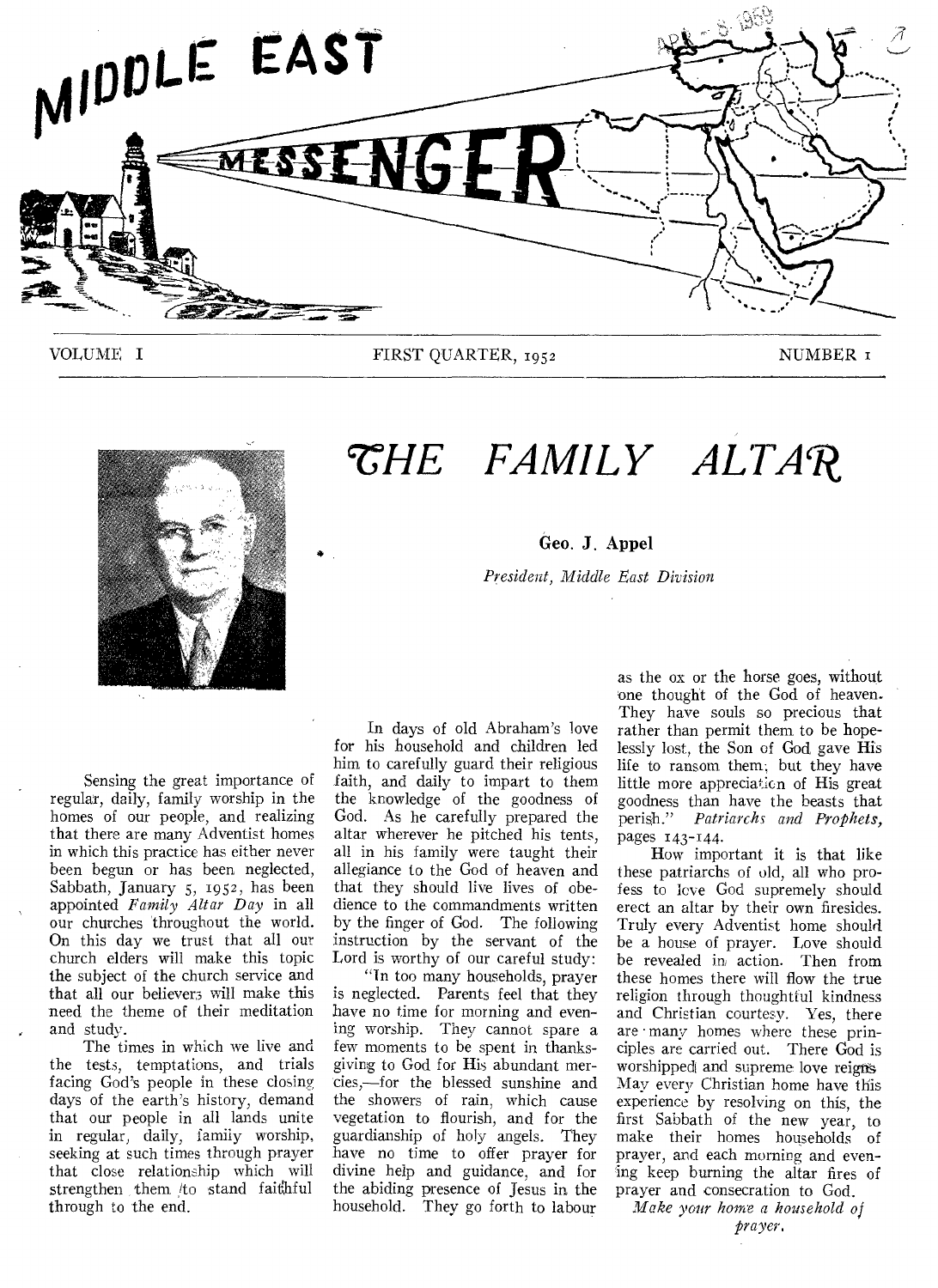# MIDDLE EAST MESSENGER

VOLUME I — FIRST QUARTER, 1952 — NUMBER 1

## THE FAMILY ALTAR

**Geo. J. Appel**

*President, Middle East Division*

Sensing the great importance of regular, daily, family worship in the homes of our people, and realizing that there are many Adventist homes in which this practice has either never been begun or has been neglected, Sabbath, January 5, 1952, has been appointed *Family Altar Day* in all our churches throughout the world. On this day we trust that all our church elders will make this topic the subject of the church service and that all our believers will make this need the theme of their meditation and study.

The times in which we live and the tests, temptations, and trials facing God's people in these closing days of the earth's history, demand that our people in all lands unite in regular, daily, family worship, seeking at such times through prayer that close relationship which will strengthen them to stand faithful through to the end.

In days of old Abraham's love for his household and children led him to carefully guard their religious faith, and daily to impart to them the knowledge of the goodness of God. As he carefully prepared the altar wherever he pitched his tents, all in his family were taught their allegiance to the God of heaven and that they should live lives of obedience to the commandments written by the finger of God. The following instruction by the servant of the Lord is worthy of our careful study:

"In too many households, prayer is neglected. Parents feel that they have no time for morning and evening worship. They cannot spare a few moments to be spent in thanksgiving to God for His abundant mercies,—for the blessed sunshine and the showers of rain, which cause vegetation to flourish, and for the guardianship of holy angels. They have no time to offer prayer for divine help and guidance, and for the abiding presence of Jesus in the household. They go forth to labour as the ox or the horse goes, without one thought of the God of heaven. They have souls so precious that rather than permit them to be hopelessly lost, the Son of God gave His life to ransom them; but they have little more appreciation of His great goodness than have the beasts that perish." *Patriarchs and Prophets,* pages 143-144.

How important it is that like these patriarchs of old, all who profess to love God supremely should erect an altar by their own firesides. Truly every Adventist home should be a house of prayer. Love should be revealed in action. Then from these homes there will flow the true religion through thoughtful kindness and Christian courtesy. Yes, there are many homes where these principles are carried out. There God is worshipped and supreme love reigns. May every Christian home have this experience by resolving on this, the first Sabbath of the new year, to make their homes households of prayer, and each morning and evening keep burning the altar fires of prayer and consecration to God.

*Make your home a household of prayer.*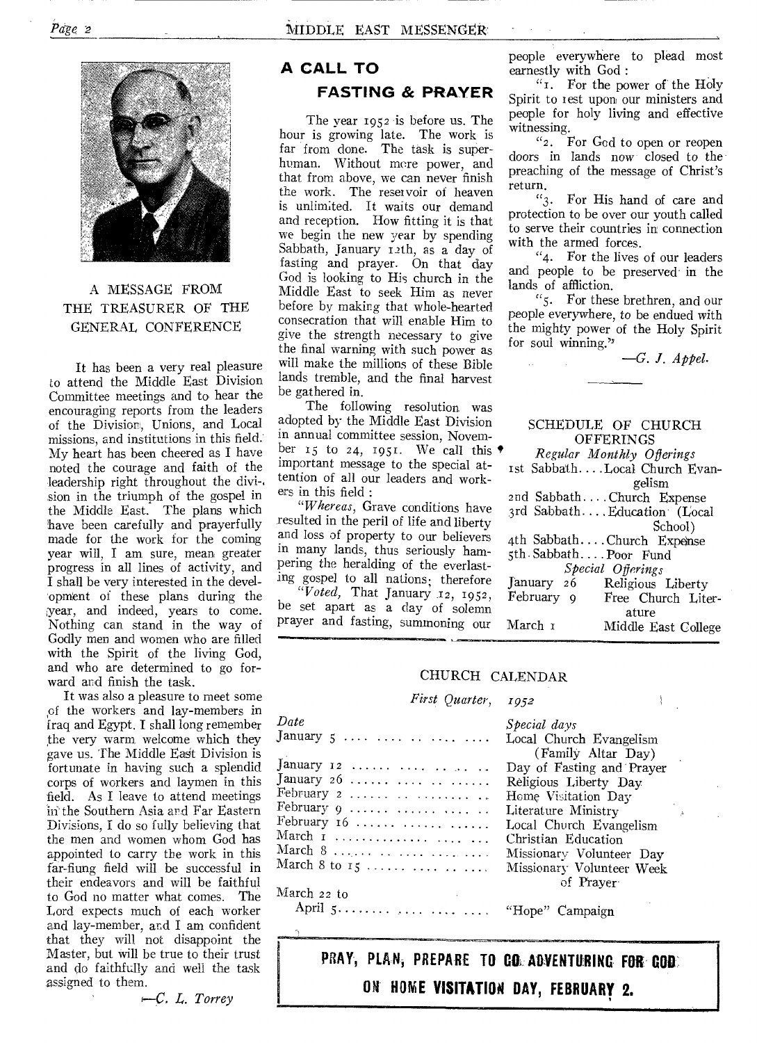## A MESSAGE FROM THE TREASURER OF THE GENERAL CONFERENCE

It has been a very real pleasure to attend the Middle East Division Committee meetings and to hear the encouraging reports from the leaders of the Division, Unions, and Local missions, and institutions in this field. My heart has been cheered as I have noted the courage and faith of the leadership right throughout the division in the triumph of the gospel in the Middle East. The plans which have been carefully and prayerfully made for the work for the coming year will, I am sure, mean greater progress in all lines of activity, and I shall be very interested in the development of these plans during the year, and indeed, years to come. Nothing can stand in the way of Godly men and women who are filled with the Spirit of the living God, and who are determined to go forward and finish the task.

It was also a pleasure to meet some of the workers and lay-members in Iraq and Egypt. I shall long remember the very warm welcome which they gave us. The Middle East Division is fortunate in having such a splendid corps of workers and laymen in this field. As I leave to attend meetings in the Southern Asia and Far Eastern Divisions, I do so fully believing that the men and women whom God has appointed to carry the work in this far-flung field will be successful in their endeavors and will be faithful to God no matter what comes. The Lord expects much of each worker and lay-member, and I am confident that they will not disappoint the Master, but will be true to their trust and do faithfully and well the task assigned to them.

—*C. L. Torrey*

## A CALL TO FASTING & PRAYER

The year 1952 is before us. The hour is growing late. The work is far from done. The task is superhuman. Without more power, and that from above, we can never finish the work. The reservoir of heaven is unlimited. It waits our demand and reception. How fitting it is that we begin the new year by spending Sabbath, January 12th, as a day of fasting and prayer. On that day God is looking to His church in the Middle East to seek Him as never before by making that whole-hearted consecration that will enable Him to give the strength necessary to give the final warning with such power as will make the millions of these Bible lands tremble, and the final harvest be gathered in.

The following resolution was adopted by the Middle East Division in annual committee session, November 15 to 24, 1951. We call this important message to the special attention of all our leaders and workers in this field:

"*Whereas*, Grave conditions have resulted in the peril of life and liberty and loss of property to our believers in many lands, thus seriously hampering the heralding of the everlasting gospel to all nations; therefore

"*Voted*, That January 12, 1952, be set apart as a day of solemn prayer and fasting, summoning our people everywhere to plead most earnestly with God:

"1. For the power of the Holy Spirit to rest upon our ministers and people for holy living and effective witnessing.

"2. For God to open or reopen doors in lands now closed to the preaching of the message of Christ's return.

"3. For His hand of care and protection to be over our youth called to serve their countries in connection with the armed forces.

"4. For the lives of our leaders and people to be preserved in the lands of affliction.

"5. For these brethren, and our people everywhere, to be endued with the mighty power of the Holy Spirit for soul winning."

—*G. J. Appel.*

## SCHEDULE OF CHURCH OFFERINGS

*Regular Monthly Offerings*

- 1st Sabbath.... Local Church Evangelism
- 2nd Sabbath.... Church Expense
- 3rd Sabbath.... Education (Local School)
- 4th Sabbath.... Church Expense
- 5th Sabbath.... Poor Fund

*Special Offerings*

| | |
|---|---|
| January 26 | Religious Liberty |
| February 9 | Free Church Literature |
| March 1 | Middle East College |

## CHURCH CALENDAR

*First Quarter, 1952*

| *Date* | *Special days* |
|---|---|
| January 5 | Local Church Evangelism (Family Altar Day) |
| January 12 | Day of Fasting and Prayer |
| January 26 | Religious Liberty Day |
| February 2 | Home Visitation Day |
| February 9 | Literature Ministry |
| February 16 | Local Church Evangelism |
| March 1 | Christian Education |
| March 8 | Missionary Volunteer Day |
| March 8 to 15 | Missionary Volunteer Week of Prayer |
| March 22 to April 5 | "Hope" Campaign |

**PRAY, PLAN, PREPARE TO GO ADVENTURING FOR GOD ON HOME VISITATION DAY, FEBRUARY 2.**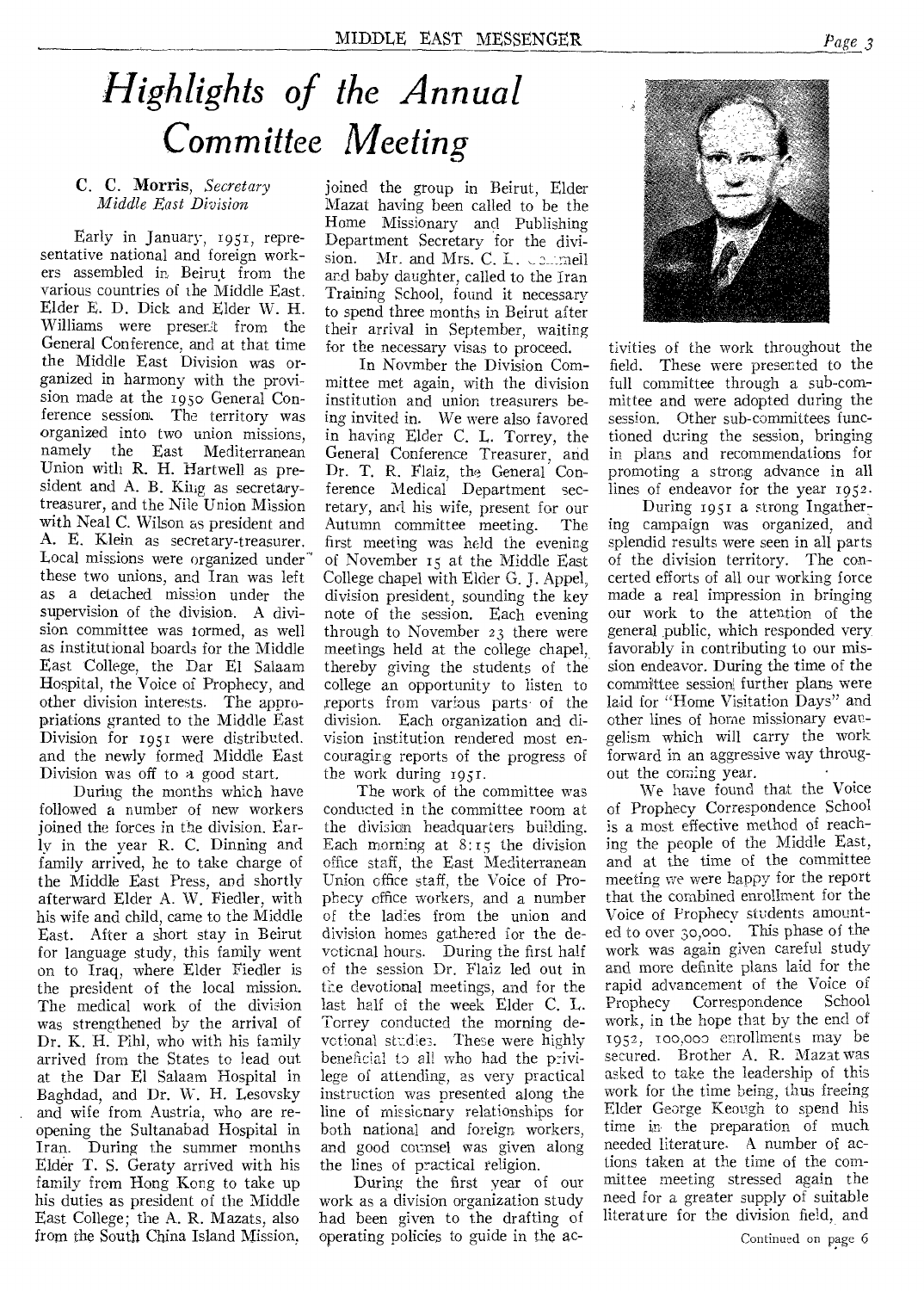# *Highlights of the Annual Committee Meeting*

**C. C. Morris**, *Secretary Middle East Division*

Early in January, 1951, representative national and foreign workers assembled in Beirut from the various countries of the Middle East. Elder E. D. Dick and Elder W. H. Williams were present from the General Conference, and at that time the Middle East Division was organized in harmony with the provision made at the 1950 General Conference session. The territory was organized into two union missions, namely the East Mediterranean Union with R. H. Hartwell as president and A. B. King as secretary-treasurer, and the Nile Union Mission with Neal C. Wilson as president and A. E. Klein as secretary-treasurer. Local missions were organized under these two unions, and Iran was left as a detached mission under the supervision of the division. A division committee was formed, as well as institutional boards for the Middle East College, the Dar El Salaam Hospital, the Voice of Prophecy, and other division interests. The appropriations granted to the Middle East Division for 1951 were distributed, and the newly formed Middle East Division was off to a good start.

During the months which have followed a number of new workers joined the forces in the division. Early in the year R. C. Dinning and family arrived, he to take charge of the Middle East Press, and shortly afterward Elder A. W. Fiedler, with his wife and child, came to the Middle East. After a short stay in Beirut for language study, this family went on to Iraq, where Elder Fiedler is the president of the local mission. The medical work of the division was strengthened by the arrival of Dr. K. H. Pihl, who with his family arrived from the States to lead out at the Dar El Salaam Hospital in Baghdad, and Dr. W. H. Lesovsky and wife from Austria, who are reopening the Sultanabad Hospital in Iran. During the summer months Elder T. S. Geraty arrived with his family from Hong Kong to take up his duties as president of the Middle East College; the A. R. Mazats, also from the South China Island Mission, joined the group in Beirut, Elder Mazat having been called to be the Home Missionary and Publishing Department Secretary for the division. Mr. and Mrs. C. L. ...nell and baby daughter, called to the Iran Training School, found it necessary to spend three months in Beirut after their arrival in September, waiting for the necessary visas to proceed.

In Novmber the Division Committee met again, with the division institution and union treasurers being invited in. We were also favored in having Elder C. L. Torrey, the General Conference Treasurer, and Dr. T. R. Flaiz, the General Conference Medical Department secretary, and his wife, present for our Autumn committee meeting. The first meeting was held the evening of November 15 at the Middle East College chapel with Elder G. J. Appel, division president, sounding the key note of the session. Each evening through to November 23 there were meetings held at the college chapel, thereby giving the students of the college an opportunity to listen to reports from various parts of the division. Each organization and division institution rendered most encouraging reports of the progress of the work during 1951.

The work of the committee was conducted in the committee room at the division headquarters building. Each morning at 8:15 the division office staff, the East Mediterranean Union office staff, the Voice of Prophecy office workers, and a number of the ladies from the union and division homes gathered for the devotional hours. During the first half of the session Dr. Flaiz led out in the devotional meetings, and for the last half of the week Elder C. L. Torrey conducted the morning devotional studies. These were highly beneficial to all who had the privilege of attending, as very practical instruction was presented along the line of missionary relationships for both national and foreign workers, and good counsel was given along the lines of practical religion.

During the first year of our work as a division organization study had been given to the drafting of operating policies to guide in the activities of the work throughout the field. These were presented to the full committee through a sub-committee and were adopted during the session. Other sub-committees functioned during the session, bringing in plans and recommendations for promoting a strong advance in all lines of endeavor for the year 1952.

During 1951 a strong Ingathering campaign was organized, and splendid results were seen in all parts of the division territory. The concerted efforts of all our working force made a real impression in bringing our work to the attention of the general public, which responded very favorably in contributing to our mission endeavor. During the time of the committee session further plans were laid for "Home Visitation Days" and other lines of home missionary evangelism which will carry the work forward in an aggressive way througout the coming year.

We have found that the Voice of Prophecy Correspondence School is a most effective method of reaching the people of the Middle East, and at the time of the committee meeting we were happy for the report that the combined enrollment for the Voice of Prophecy students amounted to over 30,000. This phase of the work was again given careful study and more definite plans laid for the rapid advancement of the Voice of Prophecy Correspondence School work, in the hope that by the end of 1952, 100,000 enrollments may be secured. Brother A. R. Mazat was asked to take the leadership of this work for the time being, thus freeing Elder George Keough to spend his time in the preparation of much needed literature. A number of actions taken at the time of the committee meeting stressed again the need for a greater supply of suitable literature for the division field, and

Continued on page 6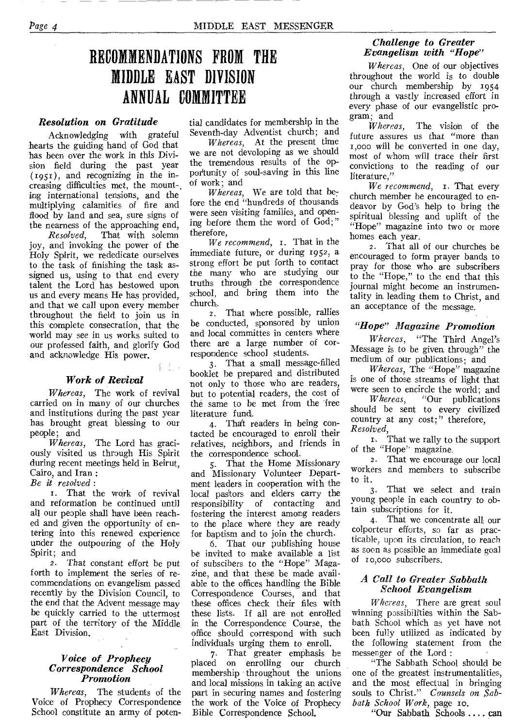# RECOMMENDATIONS FROM THE MIDDLE EAST DIVISION ANNUAL COMMITTEE

### *Resolution on Gratitude*

Acknowledging with grateful hearts the guiding hand of God that has been over the work in this Division field during the past year (1951), and recognizing in the increasing difficulties met, the mounting international tensions, and the multiplying calamities of fire and flood by land and sea, sure signs of the nearness of the approaching end,

*Resolved,* That with solemn joy, and invoking the power of the Holy Spirit, we rededicate ourselves to the task of finishing the task assigned us, using to that end every talent the Lord has bestowed upon us and every means He has provided, and that we call upon every member throughout the field to join us in this complete consecration, that the world may see in us works suited to our professed faith, and glorify God and acknowledge His power.

### *Work of Revival*

*Whereas,* The work of revival carried on in many of our churches and institutions during the past year has brought great blessing to our people; and

*Whereas,* The Lord has graciously visited us through His Spirit during recent meetings held in Beirut, Cairo, and Iran :

*Be it resolved* :

1. That the work of revival and reformation be continued until all our people shall have been reached and given the opportunity of entering into this renewed experience under the outpouring of the Holy Spirit; and

2. That constant effort be put forth to implement the series of recommendations on evangelism passed recently by the Division Council, to the end that the Advent message may be quickly carried to the uttermost part of the territory of the Middle East Division.

### *Voice of Prophecy Correspondence School Promotion*

*Whereas,* The students of the Voice of Prophecy Correspondence School constitute an army of potential candidates for membership in the Seventh-day Adventist church; and

*Whereas,* At the present time we are not devoloping as we should the tremendous results of the opportunity of soul-saving in this line of work; and

*Whereas,* We are told that before the end "hundreds of thousands were seen visiting families, and opening before them the word of God;" therefore,

*We recommend,* 1. That in the immediate future, or during 1952, a strong effort be put forth to contact the many who are studying our truths through the correspondence school, and bring them into the church.

2. That where possible, rallies be conducted, sponsored by union and local committees in centers where there are a large number of correspondence school students.

3. That a small message-filled booklet be prepared and distributed not only to those who are readers, but to potential readers, the cost of the same to be met from the free literature fund.

4. That readers in being contacted be encouraged to enroll their relatives, neighbors, and friends in the correspondence school.

5. That the Home Missionary and Missionary Volunteer Department leaders in cooperation with the local pastors and elders carry the responsibility of contacting and fostering the interest among readers to the place where they are ready for baptism and to join the church.

6. That our publishing house be invited to make available a list of subscibers to the "Hope" Magazine, and that these be made available to the offices handling the Bible Correspondence Courses, and that these offices check their files with these lists. If all are not enrolled in the Correspondence Course, the office should correspond with such individuals urging them to enroll.

7. That greater emphasis be placed on enrolling our church membership throughout the unions and local missions in taking an active part in securing names and fostering the work of the Voice of Prophecy Bible Correspondence School.

### *Challenge to Greater Evangelism with "Hope"*

*Whereas,* One of our objectives throughout the world is to double our church membership by 1954 through a vastly increased effort in every phase of our evangelistic program; and

*Whereas,* The vision of the future assures us that "more than 1,000 will be converted in one day, most of whom will trace their first convictions to the reading of our literature,"

*We recommend,* 1. That every church member be encouraged to endeavor by God's help to bring the spiritual blessing and uplift of the "Hope" magazine into two or more homes each year.

2. That all of our churches be encouraged to form prayer bands to pray for those who are subscribers to the "Hope," to the end that this journal might become an instrumentality in leading them to Christ, and an acceptance of the message.

### *"Hope" Magazine Promotion*

*Whereas,* "The Third Angel's Message is to be given through" the medium of our publications; and

*Whereas,* The "Hope" magazine is one of those streams of light that were seen to encircle the world; and

*Whereas,* "Our publications should be sent to every civilized country at any cost;" therefore,

*Resolved,*

1. That we rally to the support of the "Hope" magazine.

2. That we encourage our local workers and members to subscribe to it.

3. That we select and train young people in each country to obtain subscriptions for it.

4. That we concentrate all our colporteur efforts, so far as practicable, upon its circulation, to reach as soon as possible an immediate goal of 10,000 subscribers.

### *A Call to Greater Sabbath School Evangelism*

*Whereas,* There are great soul winning possibilities within the Sabbath School which as yet have not been fully utilized as indicated by the following statement from the messenger of the Lord :

"The Sabbath School should be one of the greatest instrumentalities, and the most effectual in bringing souls to Christ." *Counsels on Sabbath School Work,* page 10.

"Our Sabbath Schools .... can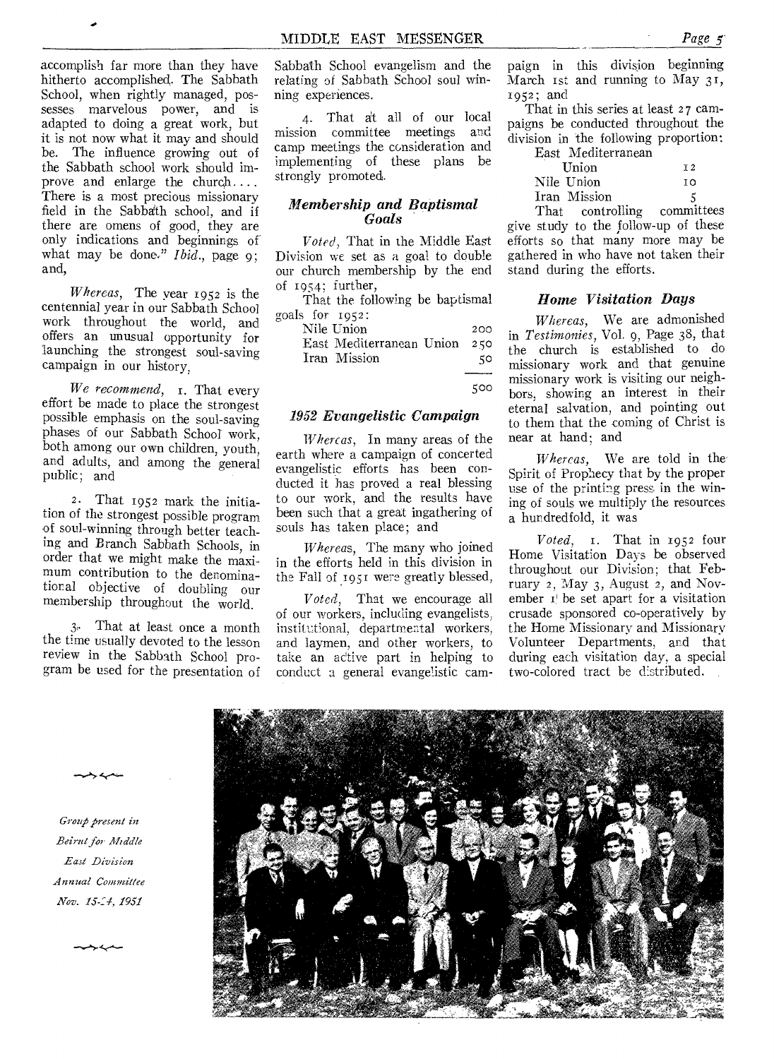accomplish far more than they have hitherto accomplished. The Sabbath School, when rightly managed, possesses marvelous power, and is adapted to doing a great work, but it is not now what it may and should be. The influence growing out of the Sabbath school work should improve and enlarge the church.... There is a most precious missionary field in the Sabbath school, and if there are omens of good, they are only indications and beginnings of what may be done." *Ibid.*, page 9; and,

*Whereas*, The year 1952 is the centennial year in our Sabbath School work throughout the world, and offers an unusual opportunity for launching the strongest soul-saving campaign in our history,

*We recommend*, 1. That every effort be made to place the strongest possible emphasis on the soul-saving phases of our Sabbath School work, both among our own children, youth, and adults, and among the general public; and

2. That 1952 mark the initiation of the strongest possible program of soul-winning through better teaching and Branch Sabbath Schools, in order that we might make the maximum contribution to the denominational objective of doubling our membership throughout the world.

3. That at least once a month the time usually devoted to the lesson review in the Sabbath School program be used for the presentation of Sabbath School evangelism and the relating of Sabbath School soul winning experiences.

4. That at all of our local mission committee meetings and camp meetings the consideration and implementing of these plans be strongly promoted.

### *Membership and Baptismal Goals*

*Voted*, That in the Middle East Division we set as a goal to double our church membership by the end of 1954; further,

That the following be baptismal goals for 1952:

| | |
|---|---|
| Nile Union | 200 |
| East Mediterranean Union | 250 |
| Iran Mission | 50 |
| | 500 |

### *1952 Evangelistic Campaign*

*Whereas*, In many areas of the earth where a campaign of concerted evangelistic efforts has been conducted it has proved a real blessing to our work, and the results have been such that a great ingathering of souls has taken place; and

*Whereas*, The many who joined in the efforts held in this division in the Fall of 1951 were greatly blessed,

*Voted*, That we encourage all of our workers, including evangelists, institutional, departmental workers, and laymen, and other workers, to take an active part in helping to conduct a general evangelistic campaign in this division beginning March 1st and running to May 31, 1952; and

That in this series at least 27 campaigns be conducted throughout the division in the following proportion:

| | |
|---|---|
| East Mediterranean Union | 12 |
| Nile Union | 10 |
| Iran Mission | 5 |

That controlling committees give study to the follow-up of these efforts so that many more may be gathered in who have not taken their stand during the efforts.

### *Home Visitation Days*

*Whereas*, We are admonished in *Testimonies*, Vol. 9, Page 38, that the church is established to do missionary work and that genuine missionary work is visiting our neighbors, showing an interest in their eternal salvation, and pointing out to them that the coming of Christ is near at hand; and

*Whereas*, We are told in the Spirit of Prophecy that by the proper use of the printing press in the wining of souls we multiply the resources a hundredfold, it was

*Voted*, 1. That in 1952 four Home Visitation Days be observed throughout our Division; that February 2, May 3, August 2, and November 1 be set apart for a visitation crusade sponsored co-operatively by the Home Missionary and Missionary Volunteer Departments, and that during each visitation day, a special two-colored tract be distributed.

*Group present in Beirut for Middle East Division Annual Committee Nov. 15-24, 1951*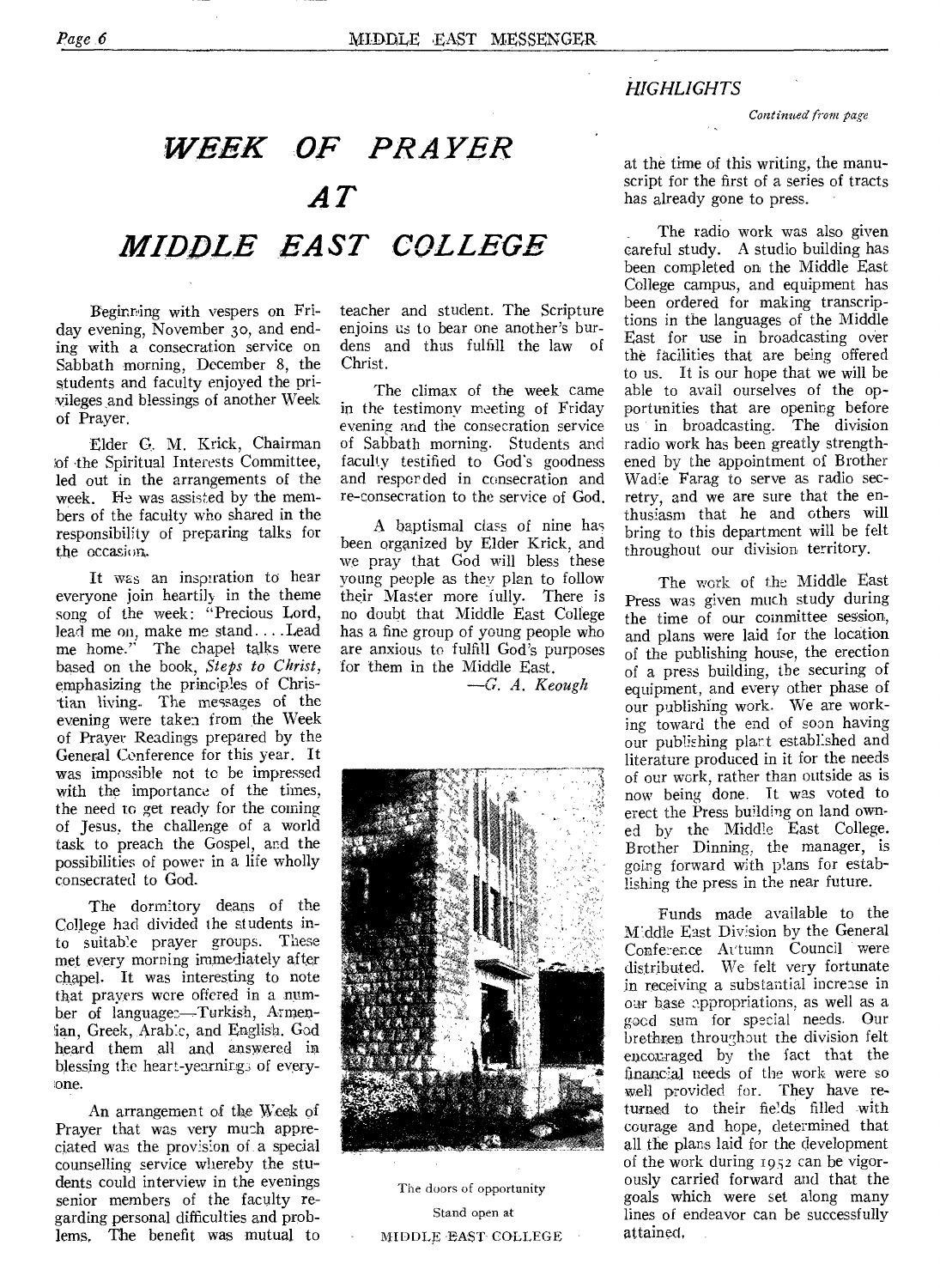# WEEK OF PRAYER AT MIDDLE EAST COLLEGE

Beginning with vespers on Friday evening, November 30, and ending with a consecration service on Sabbath morning, December 8, the students and faculty enjoyed the privileges and blessings of another Week of Prayer.

Elder G. M. Krick, Chairman of the Spiritual Interests Committee, led out in the arrangements of the week. He was assisted by the members of the faculty who shared in the responsibility of preparing talks for the occasion.

It was an inspiration to hear everyone join heartily in the theme song of the week: "Precious Lord, lead me on, make me stand. . . . Lead me home." The chapel talks were based on the book, *Steps to Christ*, emphasizing the principles of Christian living. The messages of the evening were taken from the Week of Prayer Readings prepared by the General Conference for this year. It was impossible not to be impressed with the importance of the times, the need to get ready for the coming of Jesus, the challenge of a world task to preach the Gospel, and the possibilities of power in a life wholly consecrated to God.

The dormitory deans of the College had divided the students into suitable prayer groups. These met every morning immediately after chapel. It was interesting to note that prayers were offered in a number of languages—Turkish, Armenian, Greek, Arabic, and English. God heard them all and answered in blessing the heart-yearnings of everyone.

An arrangement of the Week of Prayer that was very much appreciated was the provision of a special counselling service whereby the students could interview in the evenings senior members of the faculty regarding personal difficulties and problems. The benefit was mutual to teacher and student. The Scripture enjoins us to bear one another's burdens and thus fulfill the law of Christ.

The climax of the week came in the testimony meeting of Friday evening and the consecration service of Sabbath morning. Students and faculty testified to God's goodness and responded in consecration and re-consecration to the service of God.

A baptismal class of nine has been organized by Elder Krick, and we pray that God will bless these young people as they plan to follow their Master more fully. There is no doubt that Middle East College has a fine group of young people who are anxious to fulfill God's purposes for them in the Middle East.

—*G. A. Keough*

The doors of opportunity
Stand open at
MIDDLE EAST COLLEGE

## *HIGHLIGHTS*

*Continued from page*

at the time of this writing, the manuscript for the first of a series of tracts has already gone to press.

The radio work was also given careful study. A studio building has been completed on the Middle East College campus, and equipment has been ordered for making transcriptions in the languages of the Middle East for use in broadcasting over the facilities that are being offered to us. It is our hope that we will be able to avail ourselves of the opportunities that are opening before us in broadcasting. The division radio work has been greatly strengthened by the appointment of Brother Wadie Farag to serve as radio secretry, and we are sure that the enthusiasm that he and others will bring to this department will be felt throughout our division territory.

The work of the Middle East Press was given much study during the time of our committee session, and plans were laid for the location of the publishing house, the erection of a press building, the securing of equipment, and every other phase of our publishing work. We are working toward the end of soon having our publishing plant established and literature produced in it for the needs of our work, rather than outside as is now being done. It was voted to erect the Press building on land owned by the Middle East College. Brother Dinning, the manager, is going forward with plans for establishing the press in the near future.

Funds made available to the Middle East Division by the General Conference Autumn Council were distributed. We felt very fortunate in receiving a substantial increase in our base appropriations, as well as a good sum for special needs. Our brethren throughout the division felt encouraged by the fact that the financial needs of the work were so well provided for. They have returned to their fields filled with courage and hope, determined that all the plans laid for the development of the work during 1952 can be vigorously carried forward and that the goals which were set along many lines of endeavor can be successfully attained.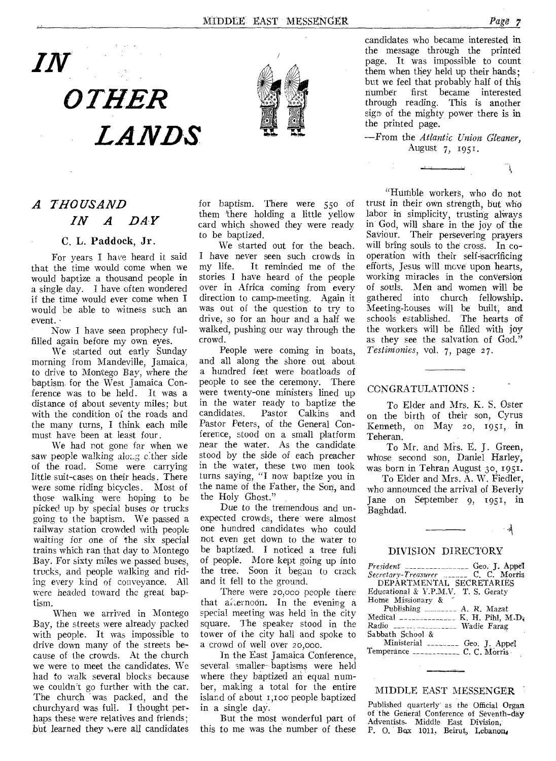# IN OTHER LANDS

## A THOUSAND IN A DAY

### C. L. Paddock, Jr.

For years I have heard it said that the time would come when we would baptize a thousand people in a single day. I have often wondered if the time would ever come when I would be able to witness such an event.

Now I have seen prophecy fulfilled again before my own eyes.

We started out early Sunday morning from Mandeville, Jamaica, to drive to Montego Bay, where the baptism for the West Jamaica Conference was to be held. It was a distance of about seventy miles; but with the condition of the roads and the many turns, I think each mile must have been at least four.

We had not gone far when we saw people walking along either side of the road. Some were carrying little suit-cases on their heads. There were some riding bicycles. Most of those walking were hoping to be picked up by special buses or trucks going to the baptism. We passed a railway station crowded with people waiting for one of the six special trains which ran that day to Montego Bay. For sixty miles we passed buses, trucks, and people walking and riding every kind of conveyance. All were headed toward the great baptism.

When we arrived in Montego Bay, the streets were already packed with people. It was impossible to drive down many of the streets because of the crowds. At the church we were to meet the candidates. We had to walk several blocks because we couldn't go further with the car. The church was packed, and the churchyard was full. I thought perhaps these were relatives and friends; but learned they were all candidates for baptism. There were 550 of them there holding a little yellow card which showed they were ready to be baptized.

We started out for the beach. I have never seen such crowds in my life. It reminded me of the stories I have heard of the people over in Africa coming from every direction to camp-meeting. Again it was out of the question to try to drive, so for an hour and a half we walked, pushing our way through the crowd.

People were coming in boats, and all along the shore out about a hundred feet were boatloads of people to see the ceremony. There were twenty-one ministers lined up in the water ready to baptize the candidates. Pastor Calkins and Pastor Peters, of the General Conference, stood on a small platform near the water. As the candidate stood by the side of each preacher in the water, these two men took turns saying, "I now baptize you in the name of the Father, the Son, and the Holy Ghost."

Due to the tremendous and unexpected crowds, there were almost one hundred candidates who could not even get down to the water to be baptized. I noticed a tree full of people. More kept going up into the tree. Soon it began to crack and it fell to the ground.

There were 20,000 people there that afternoon. In the evening a special meeting was held in the city square. The speaker stood in the tower of the city hall and spoke to a crowd of well over 20,000.

In the East Jamaica Conference, several smaller baptisms were held where they baptized an equal number, making a total for the entire island of about 1,100 people baptized in a single day.

But the most wonderful part of this to me was the number of these candidates who became interested in the message through the printed page. It was impossible to count them when they held up their hands; but we feel that probably half of this number first became interested through reading. This is another sign of the mighty power there is in the printed page.

—From the *Atlantic Union Gleaner*, August 7, 1951.

---

"Humble workers, who do not trust in their own strength, but who labor in simplicity, trusting always in God, will share in the joy of the Saviour. Their persevering prayers will bring souls to the cross. In cooperation with their self-sacrificing efforts, Jesus will move upon hearts, working miracles in the conversion of souls. Men and women will be gathered into church fellowship. Meeting-houses will be built, and schools established. The hearts of the workers will be filled with joy as they see the salvation of God." *Testimonies*, vol. 7, page 27.

---

CONGRATULATIONS :

To Elder and Mrs. K. S. Oster on the birth of their son, Cyrus Kenneth, on May 20, 1951, in Teheran.

To Mr. and Mrs. E. J. Green, whose second son, Daniel Harley, was born in Tehran August 30, 1951.

To Elder and Mrs. A. W. Fiedler, who announced the arrival of Beverly Jane on September 9, 1951, in Baghdad.

---

### DIVISION DIRECTORY

*President* ............ Geo. J. Appel
*Secretary-Treasurer* ............ C. C. Morris

DEPARTMENTAL SECRETARIES

Educational & Y.P.M.V. ............ T. S. Geraty
Home Missionary & Publishing ............ A. R. Mazat
Medical ............ K. H. Pihl, M.D.
Radio ............ Wadie Farag
Sabbath School & Ministerial ............ Geo. J. Appel
Temperance ............ C. C. Morris

---

### MIDDLE EAST MESSENGER

Published quarterly as the Official Organ of the General Conference of Seventh-day Adventists. Middle East Division, P. O. Box 1011, Beirut, Lebanon.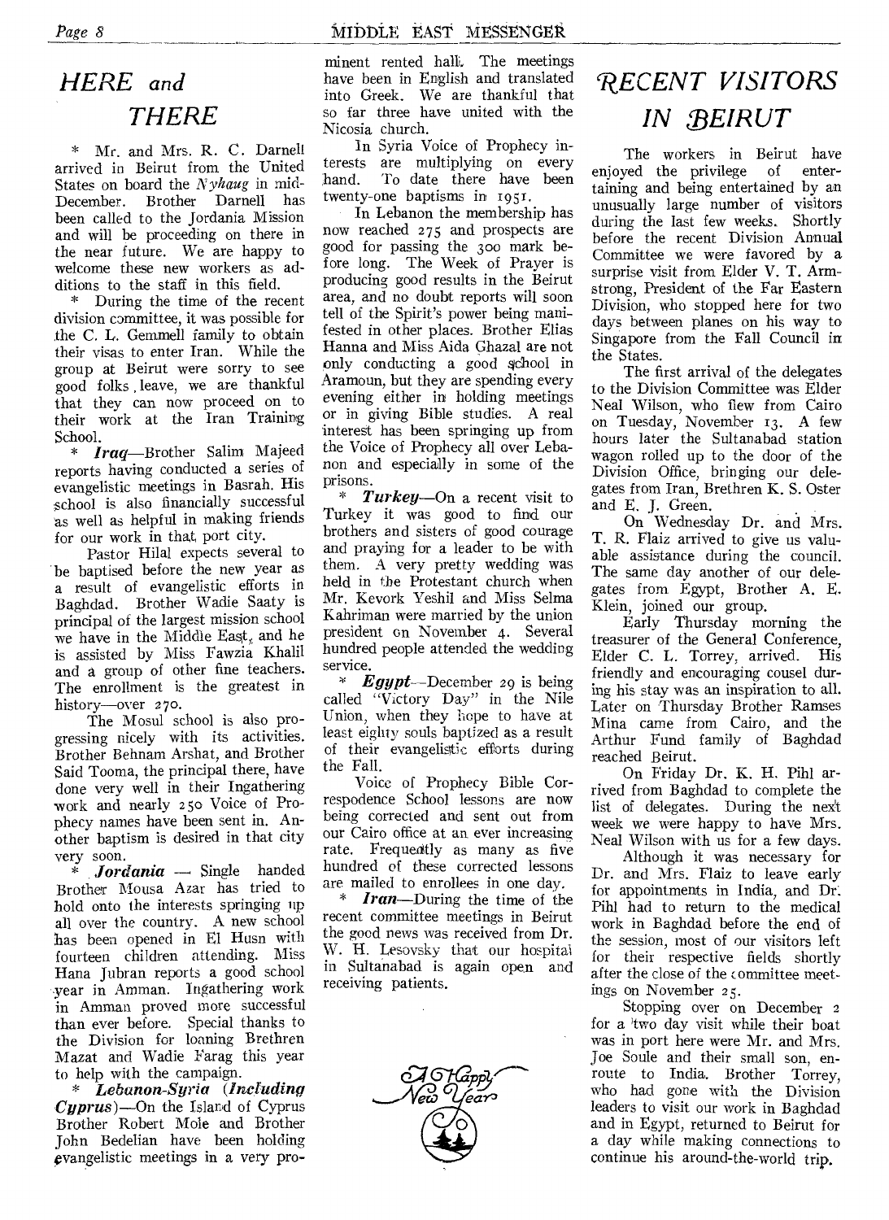# HERE and THERE

\* Mr. and Mrs. R. C. Darnell arrived in Beirut from the United States on board the *Nyhaug* in mid-December. Brother Darnell has been called to the Jordania Mission and will be proceeding on there in the near future. We are happy to welcome these new workers as additions to the staff in this field.

\* During the time of the recent division committee, it was possible for the C. L. Gemmell family to obtain their visas to enter Iran. While the group at Beirut were sorry to see good folks leave, we are thankful that they can now proceed on to their work at the Iran Training School.

\* ***Iraq***—Brother Salim Majeed reports having conducted a series of evangelistic meetings in Basrah. His school is also financially successful as well as helpful in making friends for our work in that port city.

Pastor Hilal expects several to be baptised before the new year as a result of evangelistic efforts in Baghdad. Brother Wadie Saaty is principal of the largest mission school we have in the Middle East, and he is assisted by Miss Fawzia Khalil and a group of other fine teachers. The enrollment is the greatest in history—over 270.

The Mosul school is also progressing nicely with its activities. Brother Behnam Arshat, and Brother Said Tooma, the principal there, have done very well in their Ingathering work and nearly 250 Voice of Prophecy names have been sent in. Another baptism is desired in that city very soon.

\* ***Jordania*** — Single handed Brother Mousa Azar has tried to hold onto the interests springing up all over the country. A new school has been opened in El Husn with fourteen children attending. Miss Hana Jubran reports a good school year in Amman. Ingathering work in Amman proved more successful than ever before. Special thanks to the Division for loaning Brethren Mazat and Wadie Farag this year to help with the campaign.

\* ***Lebanon-Syria (Including Cyprus)***—On the Island of Cyprus Brother Robert Mole and Brother John Bedelian have been holding evangelistic meetings in a very prominent rented hall. The meetings have been in English and translated into Greek. We are thankful that so far three have united with the Nicosia church.

In Syria Voice of Prophecy interests are multiplying on every hand. To date there have been twenty-one baptisms in 1951.

In Lebanon the membership has now reached 275 and prospects are good for passing the 300 mark before long. The Week of Prayer is producing good results in the Beirut area, and no doubt reports will soon tell of the Spirit's power being manifested in other places. Brother Elias Hanna and Miss Aida Ghazal are not only conducting a good school in Aramoun, but they are spending every evening either in holding meetings or in giving Bible studies. A real interest has been springing up from the Voice of Prophecy all over Lebanon and especially in some of the prisons.

\* ***Turkey***—On a recent visit to Turkey it was good to find our brothers and sisters of good courage and praying for a leader to be with them. A very pretty wedding was held in the Protestant church when Mr. Kevork Yeshil and Miss Selma Kahriman were married by the union president on November 4. Several hundred people attended the wedding service.

\* ***Egypt***—December 29 is being called "Victory Day" in the Nile Union, when they hope to have at least eighty souls baptized as a result of their evangelistic efforts during the Fall.

Voice of Prophecy Bible Correspondence School lessons are now being corrected and sent out from our Cairo office at an ever increasing rate. Frequently as many as five hundred of these corrected lessons are mailed to enrollees in one day.

\* ***Iran***—During the time of the recent committee meetings in Beirut the good news was received from Dr. W. H. Lesovsky that our hospital in Sultanabad is again open and receiving patients.

A Happy New Year

# RECENT VISITORS IN BEIRUT

The workers in Beirut have enjoyed the privilege of entertaining and being entertained by an unusually large number of visitors during the last few weeks. Shortly before the recent Division Annual Committee we were favored by a surprise visit from Elder V. T. Armstrong, President of the Far Eastern Division, who stopped here for two days between planes on his way to Singapore from the Fall Council in the States.

The first arrival of the delegates to the Division Committee was Elder Neal Wilson, who flew from Cairo on Tuesday, November 13. A few hours later the Sultanabad station wagon rolled up to the door of the Division Office, bringing our delegates from Iran, Brethren K. S. Oster and E. J. Green.

On Wednesday Dr. and Mrs. T. R. Flaiz arrived to give us valuable assistance during the council. The same day another of our delegates from Egypt, Brother A. E. Klein, joined our group.

Early Thursday morning the treasurer of the General Conference, Elder C. L. Torrey, arrived. His friendly and encouraging cousel during his stay was an inspiration to all. Later on Thursday Brother Ramses Mina came from Cairo, and the Arthur Fund family of Baghdad reached Beirut.

On Friday Dr. K. H. Pihl arrived from Baghdad to complete the list of delegates. During the next week we were happy to have Mrs. Neal Wilson with us for a few days.

Although it was necessary for Dr. and Mrs. Flaiz to leave early for appointments in India, and Dr. Pihl had to return to the medical work in Baghdad before the end of the session, most of our visitors left for their respective fields shortly after the close of the committee meetings on November 25.

Stopping over on December 2 for a two day visit while their boat was in port here were Mr. and Mrs. Joe Soule and their small son, enroute to India. Brother Torrey, who had gone with the Division leaders to visit our work in Baghdad and in Egypt, returned to Beirut for a day while making connections to continue his around-the-world trip.